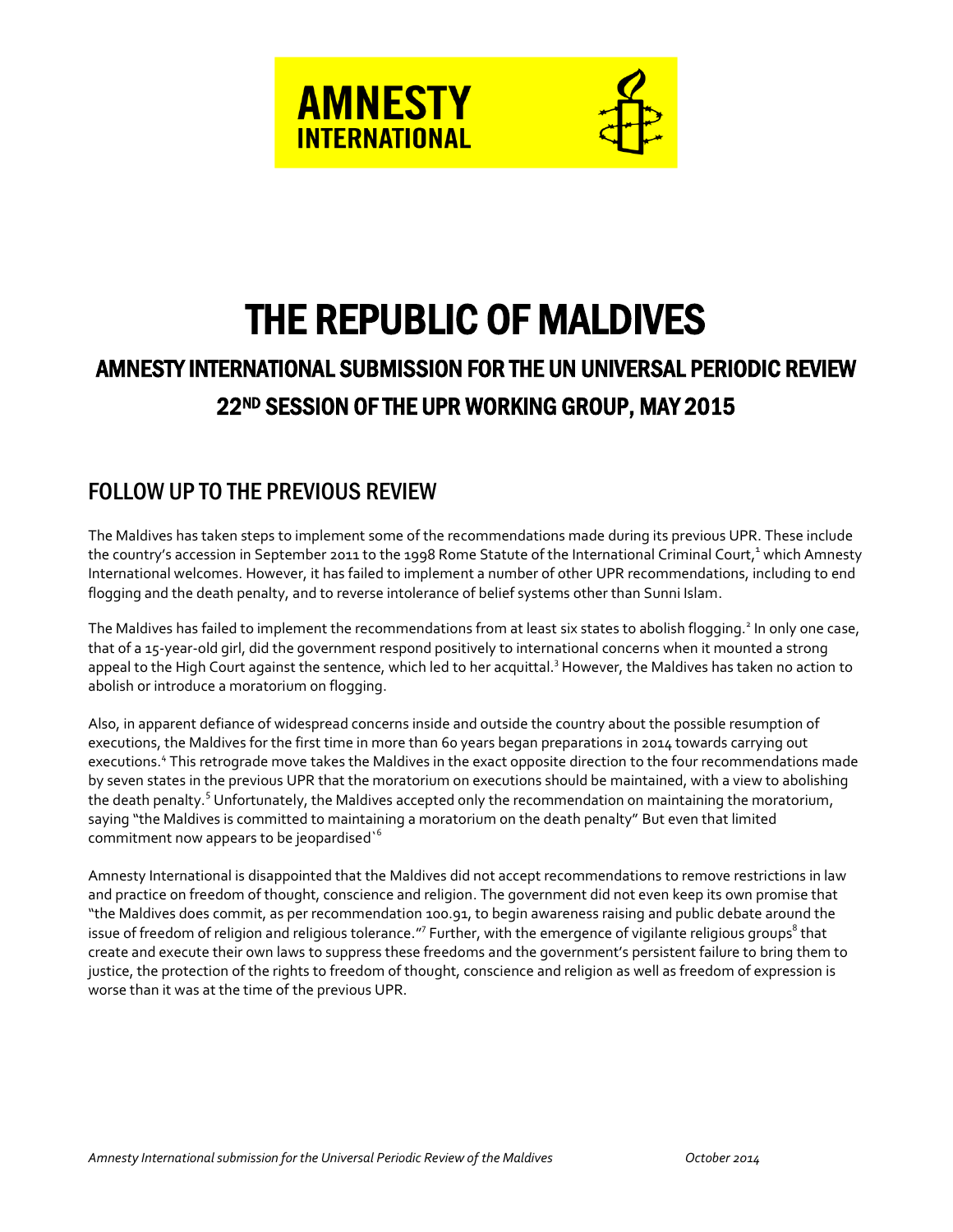AMNESTY INTERNATIONAL

# THE REPUBLIC OF MALDIVES

## AMNESTY INTERNATIONAL SUBMISSION FOR THE UN UNIVERSAL PERIODIC REVIEW 22ND SESSION OF THE UPR WORKING GROUP, MAY 2015

## FOLLOW UP TO THE PREVIOUS REVIEW

The Maldives has taken steps to implement some of the recommendations made during its previous UPR. These include the country's accession in September 2011 to the 1998 Rome Statute of the International Criminal Court,[1] which Amnesty International welcomes. However, it has failed to implement a number of other UPR recommendations, including to end flogging and the death penalty, and to reverse intolerance of belief systems other than Sunni Islam.

The Maldives has failed to implement the recommendations from at least six states to abolish flogging.[2] In only one case, that of a 15-year-old girl, did the government respond positively to international concerns when it mounted a strong appeal to the High Court against the sentence, which led to her acquittal.[3] However, the Maldives has taken no action to abolish or introduce a moratorium on flogging.

Also, in apparent defiance of widespread concerns inside and outside the country about the possible resumption of executions, the Maldives for the first time in more than 60 years began preparations in 2014 towards carrying out executions.[4] This retrograde move takes the Maldives in the exact opposite direction to the four recommendations made by seven states in the previous UPR that the moratorium on executions should be maintained, with a view to abolishing the death penalty.[5] Unfortunately, the Maldives accepted only the recommendation on maintaining the moratorium, saying "the Maldives is committed to maintaining a moratorium on the death penalty" But even that limited commitment now appears to be jeopardised`[6]

Amnesty International is disappointed that the Maldives did not accept recommendations to remove restrictions in law and practice on freedom of thought, conscience and religion. The government did not even keep its own promise that "the Maldives does commit, as per recommendation 100.91, to begin awareness raising and public debate around the issue of freedom of religion and religious tolerance."[7] Further, with the emergence of vigilante religious groups[8] that create and execute their own laws to suppress these freedoms and the government's persistent failure to bring them to justice, the protection of the rights to freedom of thought, conscience and religion as well as freedom of expression is worse than it was at the time of the previous UPR.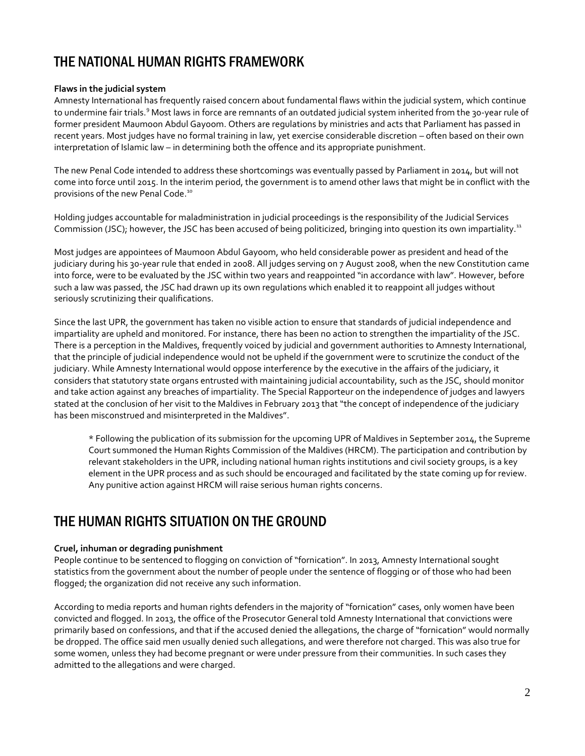## THE NATIONAL HUMAN RIGHTS FRAMEWORK

**Flaws in the judicial system**

Amnesty International has frequently raised concern about fundamental flaws within the judicial system, which continue to undermine fair trials.[9] Most laws in force are remnants of an outdated judicial system inherited from the 30-year rule of former president Maumoon Abdul Gayoom. Others are regulations by ministries and acts that Parliament has passed in recent years. Most judges have no formal training in law, yet exercise considerable discretion – often based on their own interpretation of Islamic law – in determining both the offence and its appropriate punishment.

The new Penal Code intended to address these shortcomings was eventually passed by Parliament in 2014, but will not come into force until 2015. In the interim period, the government is to amend other laws that might be in conflict with the provisions of the new Penal Code.[10]

Holding judges accountable for maladministration in judicial proceedings is the responsibility of the Judicial Services Commission (JSC); however, the JSC has been accused of being politicized, bringing into question its own impartiality.[11]

Most judges are appointees of Maumoon Abdul Gayoom, who held considerable power as president and head of the judiciary during his 30-year rule that ended in 2008. All judges serving on 7 August 2008, when the new Constitution came into force, were to be evaluated by the JSC within two years and reappointed "in accordance with law". However, before such a law was passed, the JSC had drawn up its own regulations which enabled it to reappoint all judges without seriously scrutinizing their qualifications.

Since the last UPR, the government has taken no visible action to ensure that standards of judicial independence and impartiality are upheld and monitored. For instance, there has been no action to strengthen the impartiality of the JSC. There is a perception in the Maldives, frequently voiced by judicial and government authorities to Amnesty International, that the principle of judicial independence would not be upheld if the government were to scrutinize the conduct of the judiciary. While Amnesty International would oppose interference by the executive in the affairs of the judiciary, it considers that statutory state organs entrusted with maintaining judicial accountability, such as the JSC, should monitor and take action against any breaches of impartiality. The Special Rapporteur on the independence of judges and lawyers stated at the conclusion of her visit to the Maldives in February 2013 that "the concept of independence of the judiciary has been misconstrued and misinterpreted in the Maldives".

> * Following the publication of its submission for the upcoming UPR of Maldives in September 2014, the Supreme Court summoned the Human Rights Commission of the Maldives (HRCM). The participation and contribution by relevant stakeholders in the UPR, including national human rights institutions and civil society groups, is a key element in the UPR process and as such should be encouraged and facilitated by the state coming up for review. Any punitive action against HRCM will raise serious human rights concerns.

## THE HUMAN RIGHTS SITUATION ON THE GROUND

**Cruel, inhuman or degrading punishment**

People continue to be sentenced to flogging on conviction of "fornication". In 2013, Amnesty International sought statistics from the government about the number of people under the sentence of flogging or of those who had been flogged; the organization did not receive any such information.

According to media reports and human rights defenders in the majority of "fornication" cases, only women have been convicted and flogged. In 2013, the office of the Prosecutor General told Amnesty International that convictions were primarily based on confessions, and that if the accused denied the allegations, the charge of "fornication" would normally be dropped. The office said men usually denied such allegations, and were therefore not charged. This was also true for some women, unless they had become pregnant or were under pressure from their communities. In such cases they admitted to the allegations and were charged.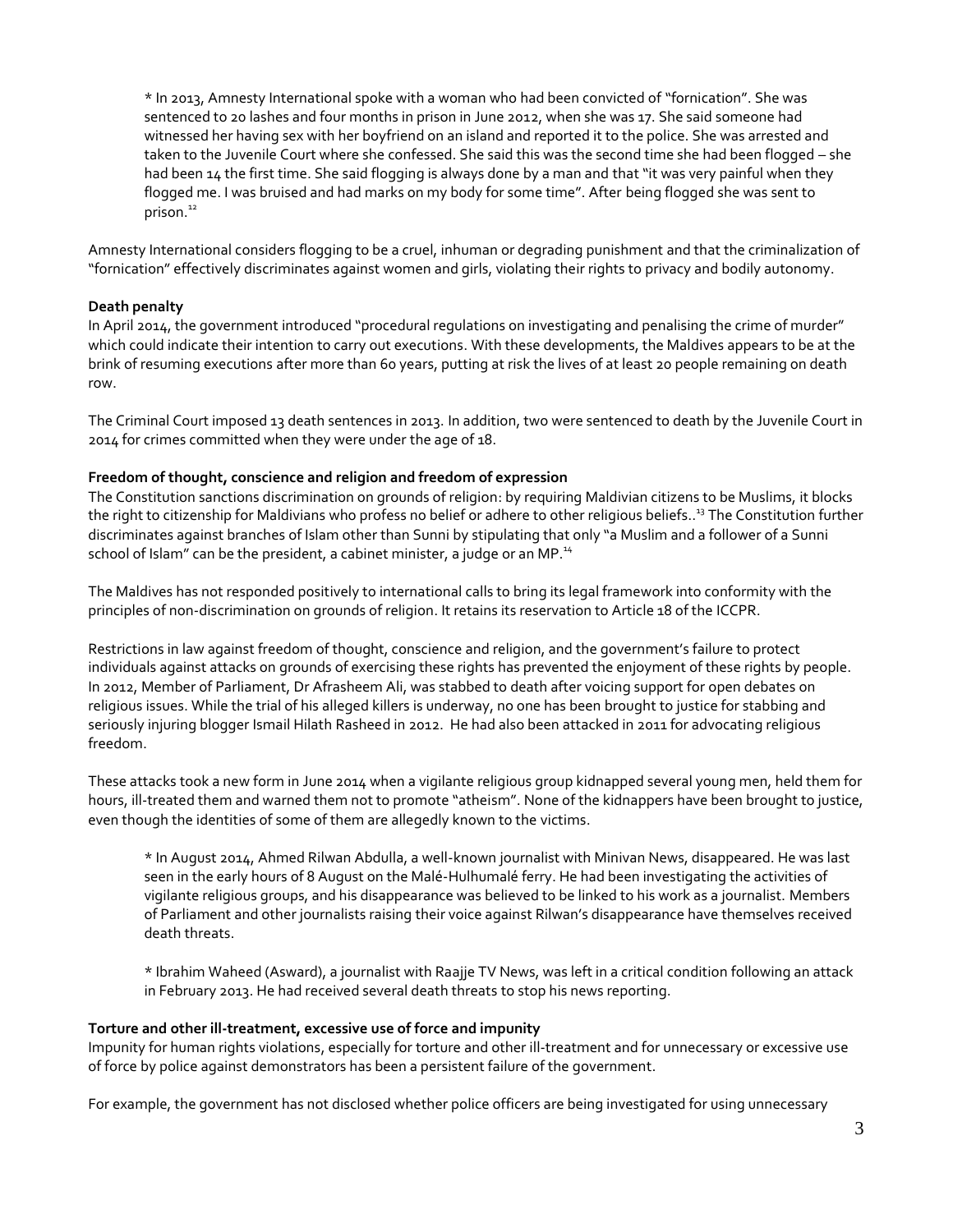* In 2013, Amnesty International spoke with a woman who had been convicted of "fornication". She was sentenced to 20 lashes and four months in prison in June 2012, when she was 17. She said someone had witnessed her having sex with her boyfriend on an island and reported it to the police. She was arrested and taken to the Juvenile Court where she confessed. She said this was the second time she had been flogged – she had been 14 the first time. She said flogging is always done by a man and that "it was very painful when they flogged me. I was bruised and had marks on my body for some time". After being flogged she was sent to prison.[12]

Amnesty International considers flogging to be a cruel, inhuman or degrading punishment and that the criminalization of "fornication" effectively discriminates against women and girls, violating their rights to privacy and bodily autonomy.

**Death penalty**

In April 2014, the government introduced "procedural regulations on investigating and penalising the crime of murder" which could indicate their intention to carry out executions. With these developments, the Maldives appears to be at the brink of resuming executions after more than 60 years, putting at risk the lives of at least 20 people remaining on death row.

The Criminal Court imposed 13 death sentences in 2013. In addition, two were sentenced to death by the Juvenile Court in 2014 for crimes committed when they were under the age of 18.

**Freedom of thought, conscience and religion and freedom of expression**

The Constitution sanctions discrimination on grounds of religion: by requiring Maldivian citizens to be Muslims, it blocks the right to citizenship for Maldivians who profess no belief or adhere to other religious beliefs..[13] The Constitution further discriminates against branches of Islam other than Sunni by stipulating that only "a Muslim and a follower of a Sunni school of Islam" can be the president, a cabinet minister, a judge or an MP.[14]

The Maldives has not responded positively to international calls to bring its legal framework into conformity with the principles of non-discrimination on grounds of religion. It retains its reservation to Article 18 of the ICCPR.

Restrictions in law against freedom of thought, conscience and religion, and the government's failure to protect individuals against attacks on grounds of exercising these rights has prevented the enjoyment of these rights by people. In 2012, Member of Parliament, Dr Afrasheem Ali, was stabbed to death after voicing support for open debates on religious issues. While the trial of his alleged killers is underway, no one has been brought to justice for stabbing and seriously injuring blogger Ismail Hilath Rasheed in 2012. He had also been attacked in 2011 for advocating religious freedom.

These attacks took a new form in June 2014 when a vigilante religious group kidnapped several young men, held them for hours, ill-treated them and warned them not to promote "atheism". None of the kidnappers have been brought to justice, even though the identities of some of them are allegedly known to the victims.

* In August 2014, Ahmed Rilwan Abdulla, a well-known journalist with Minivan News, disappeared. He was last seen in the early hours of 8 August on the Malé-Hulhumalé ferry. He had been investigating the activities of vigilante religious groups, and his disappearance was believed to be linked to his work as a journalist. Members of Parliament and other journalists raising their voice against Rilwan's disappearance have themselves received death threats.

* Ibrahim Waheed (Asward), a journalist with Raajje TV News, was left in a critical condition following an attack in February 2013. He had received several death threats to stop his news reporting.

**Torture and other ill-treatment, excessive use of force and impunity**

Impunity for human rights violations, especially for torture and other ill-treatment and for unnecessary or excessive use of force by police against demonstrators has been a persistent failure of the government.

For example, the government has not disclosed whether police officers are being investigated for using unnecessary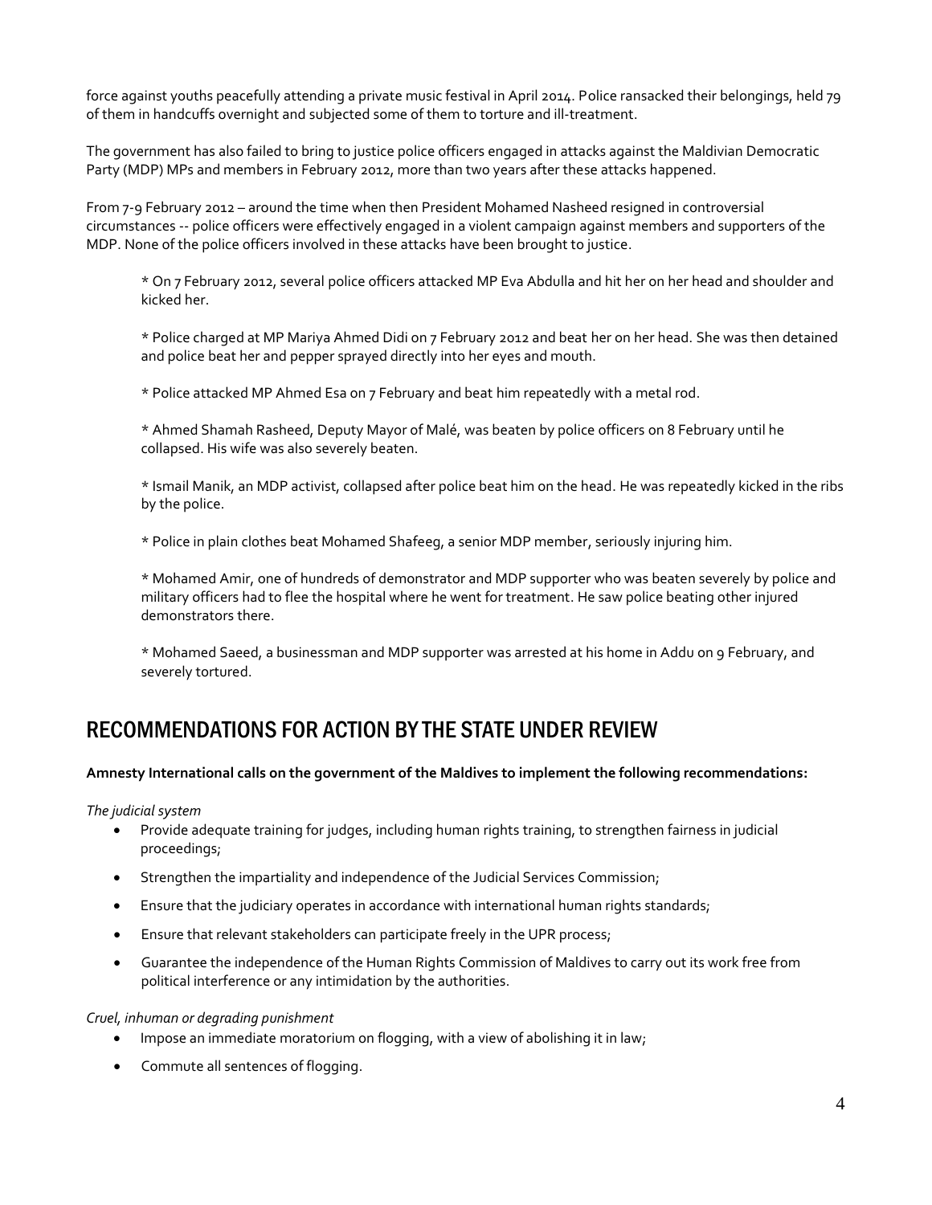force against youths peacefully attending a private music festival in April 2014. Police ransacked their belongings, held 79 of them in handcuffs overnight and subjected some of them to torture and ill-treatment.

The government has also failed to bring to justice police officers engaged in attacks against the Maldivian Democratic Party (MDP) MPs and members in February 2012, more than two years after these attacks happened.

From 7-9 February 2012 – around the time when then President Mohamed Nasheed resigned in controversial circumstances -- police officers were effectively engaged in a violent campaign against members and supporters of the MDP. None of the police officers involved in these attacks have been brought to justice.

> * On 7 February 2012, several police officers attacked MP Eva Abdulla and hit her on her head and shoulder and kicked her.
>
> * Police charged at MP Mariya Ahmed Didi on 7 February 2012 and beat her on her head. She was then detained and police beat her and pepper sprayed directly into her eyes and mouth.
>
> * Police attacked MP Ahmed Esa on 7 February and beat him repeatedly with a metal rod.
>
> * Ahmed Shamah Rasheed, Deputy Mayor of Malé, was beaten by police officers on 8 February until he collapsed. His wife was also severely beaten.
>
> * Ismail Manik, an MDP activist, collapsed after police beat him on the head. He was repeatedly kicked in the ribs by the police.
>
> * Police in plain clothes beat Mohamed Shafeeg, a senior MDP member, seriously injuring him.
>
> * Mohamed Amir, one of hundreds of demonstrator and MDP supporter who was beaten severely by police and military officers had to flee the hospital where he went for treatment. He saw police beating other injured demonstrators there.
>
> * Mohamed Saeed, a businessman and MDP supporter was arrested at his home in Addu on 9 February, and severely tortured.

## RECOMMENDATIONS FOR ACTION BY THE STATE UNDER REVIEW

**Amnesty International calls on the government of the Maldives to implement the following recommendations:**

*The judicial system*

- Provide adequate training for judges, including human rights training, to strengthen fairness in judicial proceedings;
- Strengthen the impartiality and independence of the Judicial Services Commission;
- Ensure that the judiciary operates in accordance with international human rights standards;
- Ensure that relevant stakeholders can participate freely in the UPR process;
- Guarantee the independence of the Human Rights Commission of Maldives to carry out its work free from political interference or any intimidation by the authorities.

*Cruel, inhuman or degrading punishment*

- Impose an immediate moratorium on flogging, with a view of abolishing it in law;
- Commute all sentences of flogging.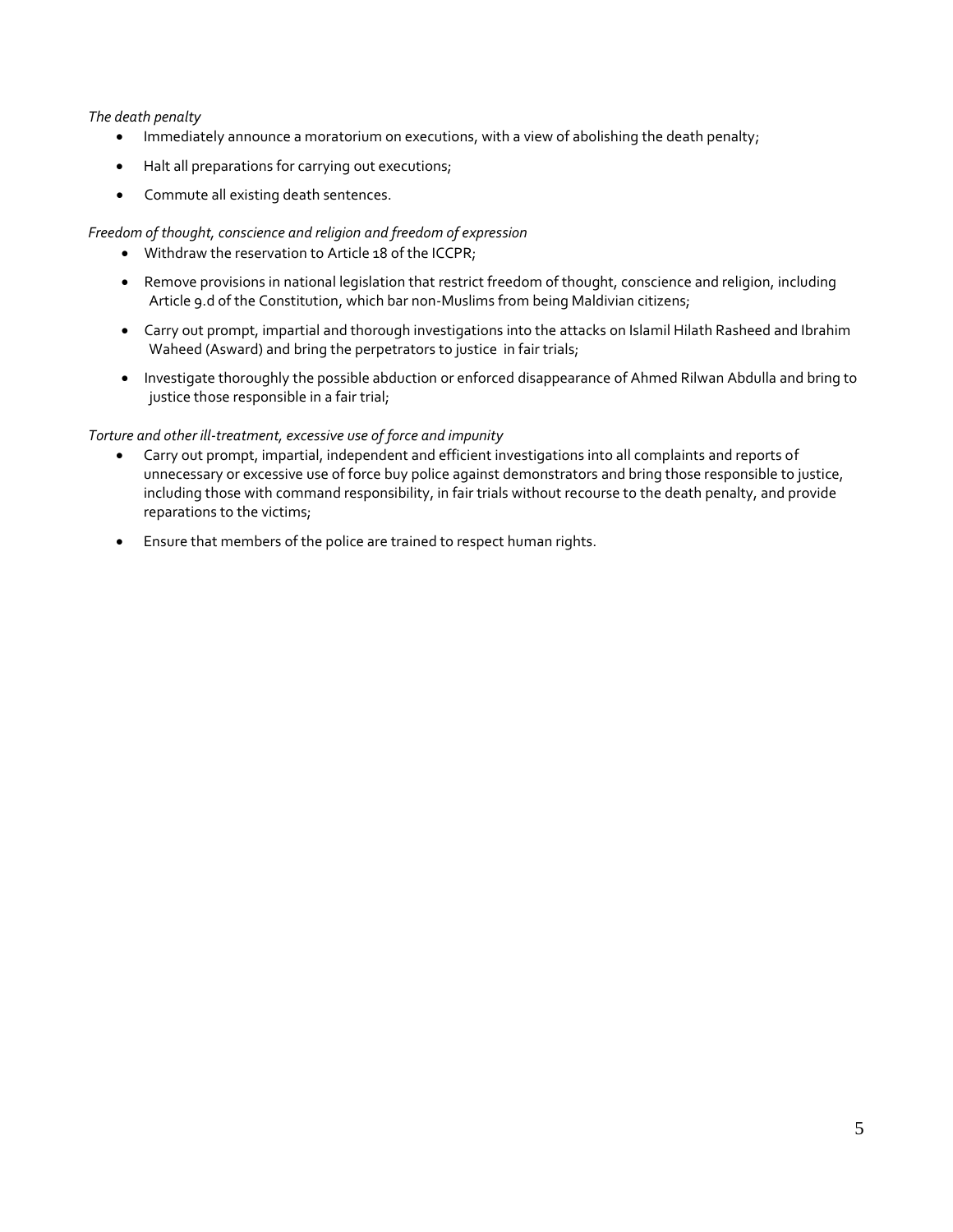*The death penalty*

- Immediately announce a moratorium on executions, with a view of abolishing the death penalty;
- Halt all preparations for carrying out executions;
- Commute all existing death sentences.

*Freedom of thought, conscience and religion and freedom of expression*

- Withdraw the reservation to Article 18 of the ICCPR;
- Remove provisions in national legislation that restrict freedom of thought, conscience and religion, including Article 9.d of the Constitution, which bar non-Muslims from being Maldivian citizens;
- Carry out prompt, impartial and thorough investigations into the attacks on Islamil Hilath Rasheed and Ibrahim Waheed (Asward) and bring the perpetrators to justice in fair trials;
- Investigate thoroughly the possible abduction or enforced disappearance of Ahmed Rilwan Abdulla and bring to justice those responsible in a fair trial;

*Torture and other ill-treatment, excessive use of force and impunity*

- Carry out prompt, impartial, independent and efficient investigations into all complaints and reports of unnecessary or excessive use of force buy police against demonstrators and bring those responsible to justice, including those with command responsibility, in fair trials without recourse to the death penalty, and provide reparations to the victims;
- Ensure that members of the police are trained to respect human rights.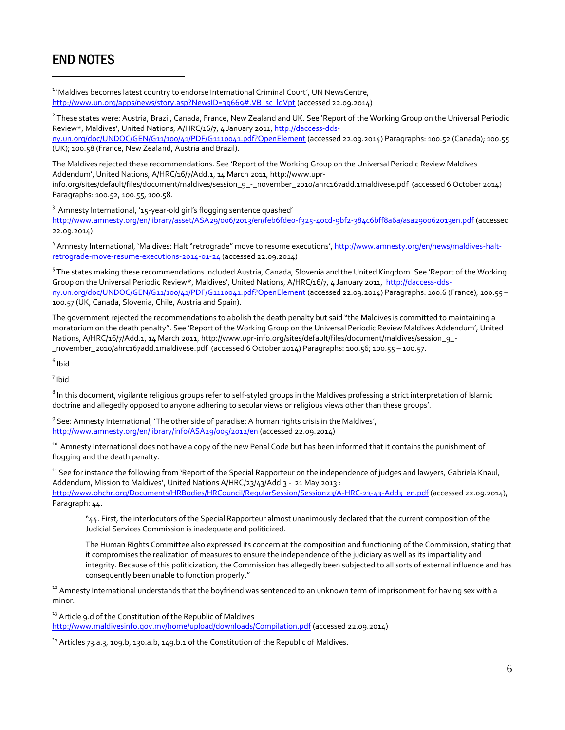# END NOTES

[1] 'Maldives becomes latest country to endorse International Criminal Court', UN NewsCentre, http://www.un.org/apps/news/story.asp?NewsID=39669#.VB_sc_ldVpt (accessed 22.09.2014)

[2] These states were: Austria, Brazil, Canada, France, New Zealand and UK. See 'Report of the Working Group on the Universal Periodic Review*, Maldives', United Nations, A/HRC/16/7, 4 January 2011, http://daccess-dds-ny.un.org/doc/UNDOC/GEN/G11/100/41/PDF/G1110041.pdf?OpenElement (accessed 22.09.2014) Paragraphs: 100.52 (Canada); 100.55 (UK); 100.58 (France, New Zealand, Austria and Brazil).

The Maldives rejected these recommendations. See 'Report of the Working Group on the Universal Periodic Review Maldives Addendum', United Nations, A/HRC/16/7/Add.1, 14 March 2011, http://www.upr-info.org/sites/default/files/document/maldives/session_9_-_november_2010/ahrc167add.1maldivese.pdf (accessed 6 October 2014) Paragraphs: 100.52, 100.55, 100.58.

[3] Amnesty International, '15-year-old girl's flogging sentence quashed' http://www.amnesty.org/en/library/asset/ASA29/006/2013/en/feb6fde0-f325-40cd-9bf2-384c6bff8a6a/asa290062013en.pdf (accessed 22.09.2014)

[4] Amnesty International, 'Maldives: Halt "retrograde" move to resume executions', http://www.amnesty.org/en/news/maldives-halt-retrograde-move-resume-executions-2014-01-24 (accessed 22.09.2014)

[5] The states making these recommendations included Austria, Canada, Slovenia and the United Kingdom. See 'Report of the Working Group on the Universal Periodic Review*, Maldives', United Nations, A/HRC/16/7, 4 January 2011, http://daccess-dds-ny.un.org/doc/UNDOC/GEN/G11/100/41/PDF/G1110041.pdf?OpenElement (accessed 22.09.2014) Paragraphs: 100.6 (France); 100.55 – 100.57 (UK, Canada, Slovenia, Chile, Austria and Spain).

The government rejected the recommendations to abolish the death penalty but said "the Maldives is committed to maintaining a moratorium on the death penalty". See 'Report of the Working Group on the Universal Periodic Review Maldives Addendum', United Nations, A/HRC/16/7/Add.1, 14 March 2011, http://www.upr-info.org/sites/default/files/document/maldives/session_9_-_november_2010/ahrc167add.1maldivese.pdf (accessed 6 October 2014) Paragraphs: 100.56; 100.55 – 100.57.

[6] Ibid

[7] Ibid

[8] In this document, vigilante religious groups refer to self-styled groups in the Maldives professing a strict interpretation of Islamic doctrine and allegedly opposed to anyone adhering to secular views or religious views other than these groups'.

[9] See: Amnesty International, 'The other side of paradise: A human rights crisis in the Maldives', http://www.amnesty.org/en/library/info/ASA29/005/2012/en (accessed 22.09.2014)

[10] Amnesty International does not have a copy of the new Penal Code but has been informed that it contains the punishment of flogging and the death penalty.

[11] See for instance the following from 'Report of the Special Rapporteur on the independence of judges and lawyers, Gabriela Knaul, Addendum, Mission to Maldives', United Nations A/HRC/23/43/Add.3 - 21 May 2013 : http://www.ohchr.org/Documents/HRBodies/HRCouncil/RegularSession/Session23/A-HRC-23-43-Add3_en.pdf (accessed 22.09.2014), Paragraph: 44.

> "44. First, the interlocutors of the Special Rapporteur almost unanimously declared that the current composition of the Judicial Services Commission is inadequate and politicized.
>
> The Human Rights Committee also expressed its concern at the composition and functioning of the Commission, stating that it compromises the realization of measures to ensure the independence of the judiciary as well as its impartiality and integrity. Because of this politicization, the Commission has allegedly been subjected to all sorts of external influence and has consequently been unable to function properly."

[12] Amnesty International understands that the boyfriend was sentenced to an unknown term of imprisonment for having sex with a minor.

[13] Article 9.d of the Constitution of the Republic of Maldives http://www.maldivesinfo.gov.mv/home/upload/downloads/Compilation.pdf (accessed 22.09.2014)

[14] Articles 73.a.3, 109.b, 130.a.b, 149.b.1 of the Constitution of the Republic of Maldives.